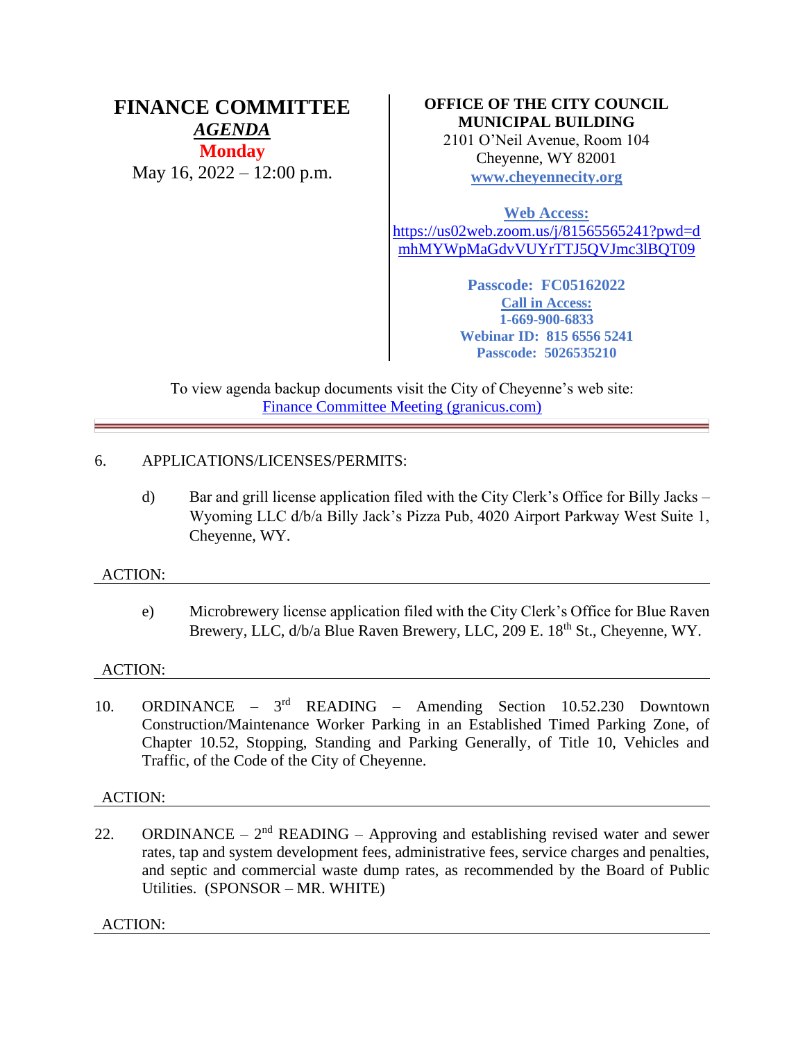# FINANCE COMMITTEE

***AGENDA***

**Monday**

May 16, 2022 – 12:00 p.m.

**OFFICE OF THE CITY COUNCIL**
**MUNICIPAL BUILDING**
2101 O'Neil Avenue, Room 104
Cheyenne, WY 82001
[www.cheyennecity.org](www.cheyennecity.org)

**Web Access:**
https://us02web.zoom.us/j/81565565241?pwd=dmhMYWpMaGdvVUYrTTJ5QVJmc3lBQT09

**Passcode: FC05162022**
**Call in Access:**
**1-669-900-6833**
**Webinar ID: 815 6556 5241**
**Passcode: 5026535210**

To view agenda backup documents visit the City of Cheyenne's web site:
Finance Committee Meeting (granicus.com)

---

6. APPLICATIONS/LICENSES/PERMITS:

   d) Bar and grill license application filed with the City Clerk's Office for Billy Jacks – Wyoming LLC d/b/a Billy Jack's Pizza Pub, 4020 Airport Parkway West Suite 1, Cheyenne, WY.

ACTION:

   e) Microbrewery license application filed with the City Clerk's Office for Blue Raven Brewery, LLC, d/b/a Blue Raven Brewery, LLC, 209 E. 18th St., Cheyenne, WY.

ACTION:

10. ORDINANCE – 3rd READING – Amending Section 10.52.230 Downtown Construction/Maintenance Worker Parking in an Established Timed Parking Zone, of Chapter 10.52, Stopping, Standing and Parking Generally, of Title 10, Vehicles and Traffic, of the Code of the City of Cheyenne.

ACTION:

22. ORDINANCE – 2nd READING – Approving and establishing revised water and sewer rates, tap and system development fees, administrative fees, service charges and penalties, and septic and commercial waste dump rates, as recommended by the Board of Public Utilities. (SPONSOR – MR. WHITE)

ACTION: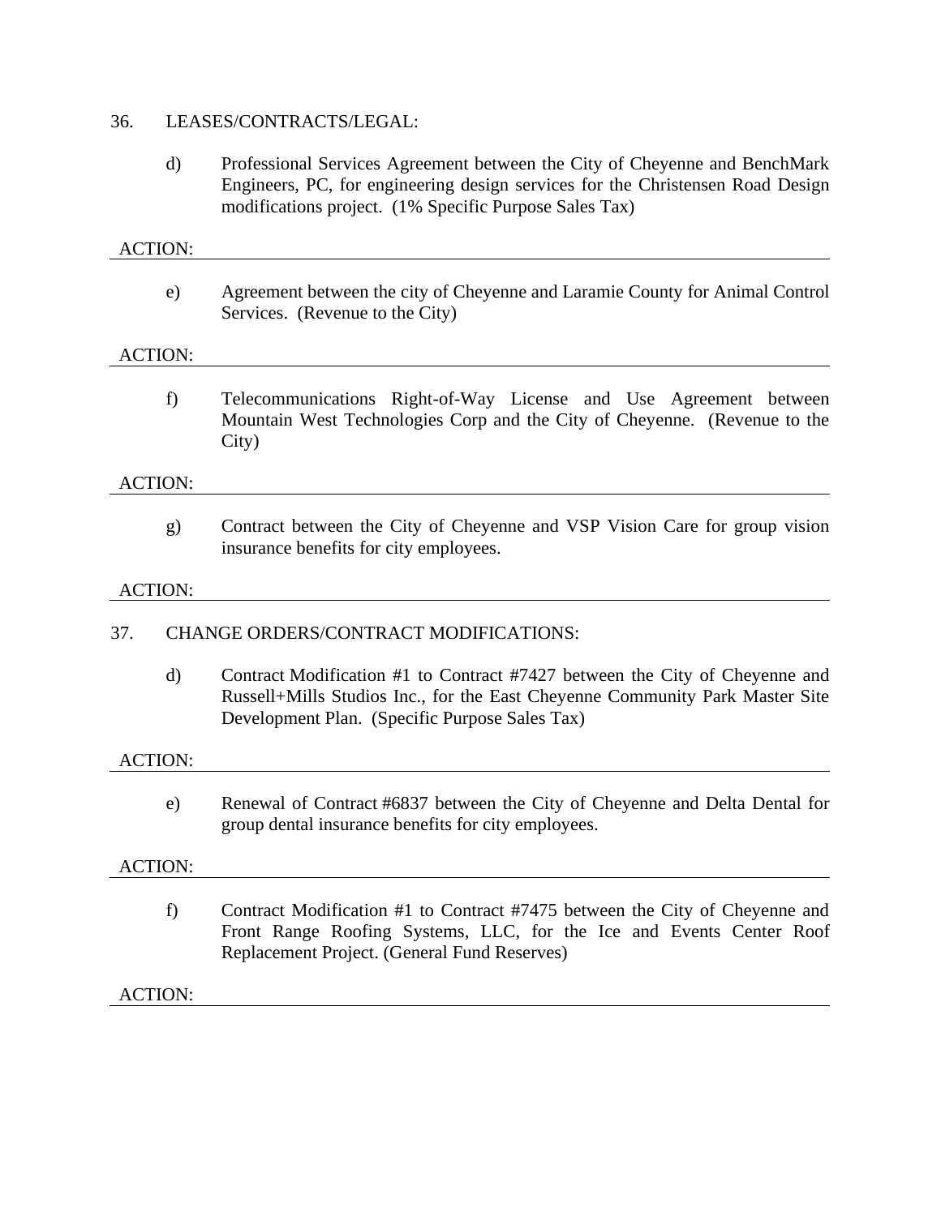36. LEASES/CONTRACTS/LEGAL:

d) Professional Services Agreement between the City of Cheyenne and BenchMark Engineers, PC, for engineering design services for the Christensen Road Design modifications project. (1% Specific Purpose Sales Tax)

ACTION:

---

e) Agreement between the city of Cheyenne and Laramie County for Animal Control Services. (Revenue to the City)

ACTION:

---

f) Telecommunications Right-of-Way License and Use Agreement between Mountain West Technologies Corp and the City of Cheyenne. (Revenue to the City)

ACTION:

---

g) Contract between the City of Cheyenne and VSP Vision Care for group vision insurance benefits for city employees.

ACTION:

---

37. CHANGE ORDERS/CONTRACT MODIFICATIONS:

d) Contract Modification #1 to Contract #7427 between the City of Cheyenne and Russell+Mills Studios Inc., for the East Cheyenne Community Park Master Site Development Plan. (Specific Purpose Sales Tax)

ACTION:

---

e) Renewal of Contract #6837 between the City of Cheyenne and Delta Dental for group dental insurance benefits for city employees.

ACTION:

---

f) Contract Modification #1 to Contract #7475 between the City of Cheyenne and Front Range Roofing Systems, LLC, for the Ice and Events Center Roof Replacement Project. (General Fund Reserves)

ACTION:

---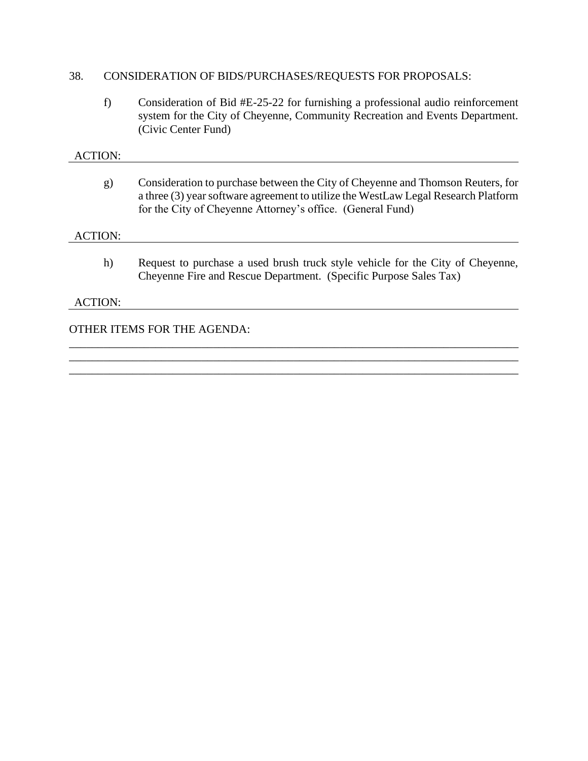38. CONSIDERATION OF BIDS/PURCHASES/REQUESTS FOR PROPOSALS:

f) Consideration of Bid #E-25-22 for furnishing a professional audio reinforcement system for the City of Cheyenne, Community Recreation and Events Department. (Civic Center Fund)

ACTION: ______________________________________________________________________

g) Consideration to purchase between the City of Cheyenne and Thomson Reuters, for a three (3) year software agreement to utilize the WestLaw Legal Research Platform for the City of Cheyenne Attorney's office. (General Fund)

ACTION: ______________________________________________________________________

h) Request to purchase a used brush truck style vehicle for the City of Cheyenne, Cheyenne Fire and Rescue Department. (Specific Purpose Sales Tax)

ACTION: ______________________________________________________________________

OTHER ITEMS FOR THE AGENDA:

______________________________________________________________________________

______________________________________________________________________________

______________________________________________________________________________